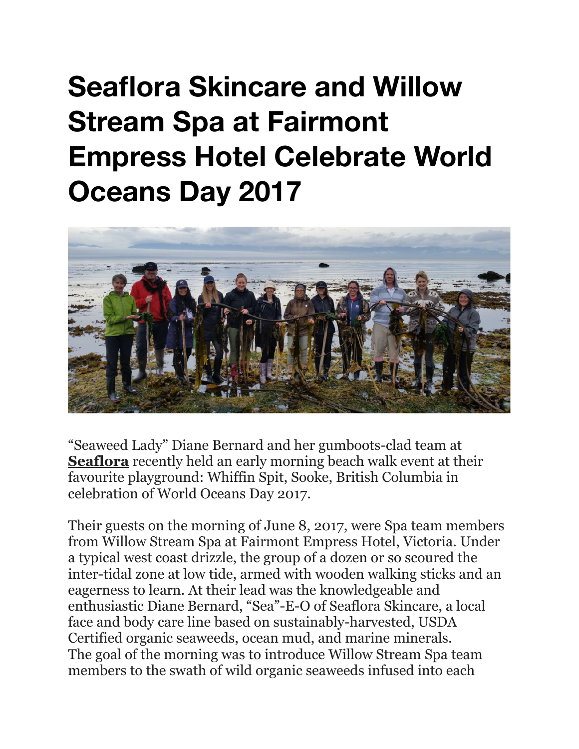# Seaflora Skincare and Willow Stream Spa at Fairmont Empress Hotel Celebrate World Oceans Day 2017

"Seaweed Lady" Diane Bernard and her gumboots-clad team at **Seaflora** recently held an early morning beach walk event at their favourite playground: Whiffin Spit, Sooke, British Columbia in celebration of World Oceans Day 2017.

Their guests on the morning of June 8, 2017, were Spa team members from Willow Stream Spa at Fairmont Empress Hotel, Victoria. Under a typical west coast drizzle, the group of a dozen or so scoured the inter-tidal zone at low tide, armed with wooden walking sticks and an eagerness to learn. At their lead was the knowledgeable and enthusiastic Diane Bernard, "Sea"-E-O of Seaflora Skincare, a local face and body care line based on sustainably-harvested, USDA Certified organic seaweeds, ocean mud, and marine minerals.
The goal of the morning was to introduce Willow Stream Spa team members to the swath of wild organic seaweeds infused into each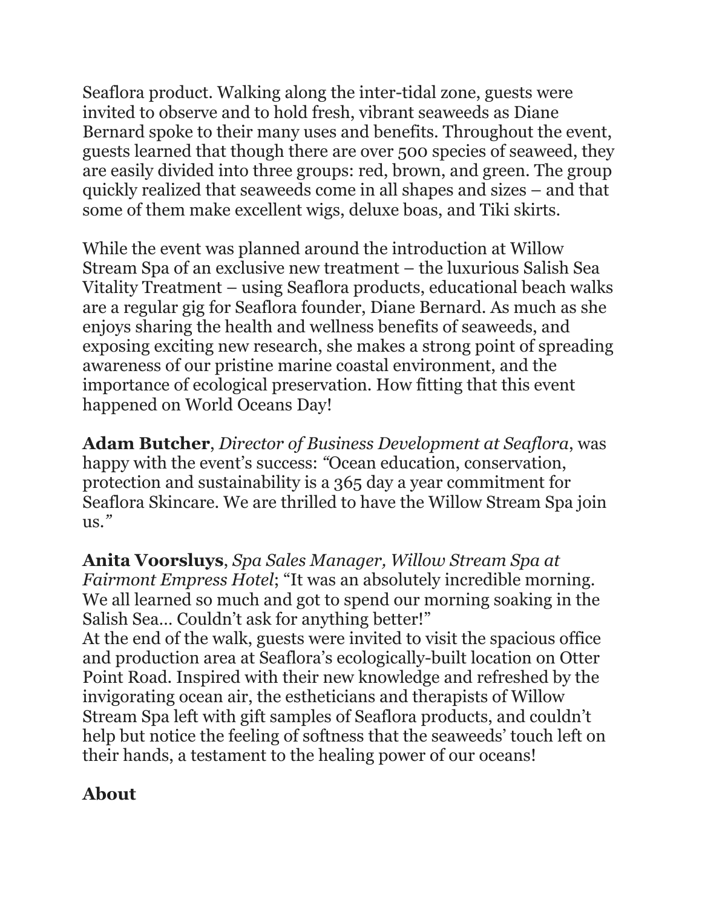Seaflora product. Walking along the inter-tidal zone, guests were invited to observe and to hold fresh, vibrant seaweeds as Diane Bernard spoke to their many uses and benefits. Throughout the event, guests learned that though there are over 500 species of seaweed, they are easily divided into three groups: red, brown, and green. The group quickly realized that seaweeds come in all shapes and sizes – and that some of them make excellent wigs, deluxe boas, and Tiki skirts.

While the event was planned around the introduction at Willow Stream Spa of an exclusive new treatment – the luxurious Salish Sea Vitality Treatment – using Seaflora products, educational beach walks are a regular gig for Seaflora founder, Diane Bernard. As much as she enjoys sharing the health and wellness benefits of seaweeds, and exposing exciting new research, she makes a strong point of spreading awareness of our pristine marine coastal environment, and the importance of ecological preservation. How fitting that this event happened on World Oceans Day!

**Adam Butcher**, *Director of Business Development at Seaflora*, was happy with the event's success: *"*Ocean education, conservation, protection and sustainability is a 365 day a year commitment for Seaflora Skincare. We are thrilled to have the Willow Stream Spa join us.*"*

**Anita Voorsluys**, *Spa Sales Manager, Willow Stream Spa at Fairmont Empress Hotel*; "It was an absolutely incredible morning. We all learned so much and got to spend our morning soaking in the Salish Sea… Couldn't ask for anything better!"
At the end of the walk, guests were invited to visit the spacious office and production area at Seaflora's ecologically-built location on Otter Point Road. Inspired with their new knowledge and refreshed by the invigorating ocean air, the estheticians and therapists of Willow Stream Spa left with gift samples of Seaflora products, and couldn't help but notice the feeling of softness that the seaweeds' touch left on their hands, a testament to the healing power of our oceans!

**About**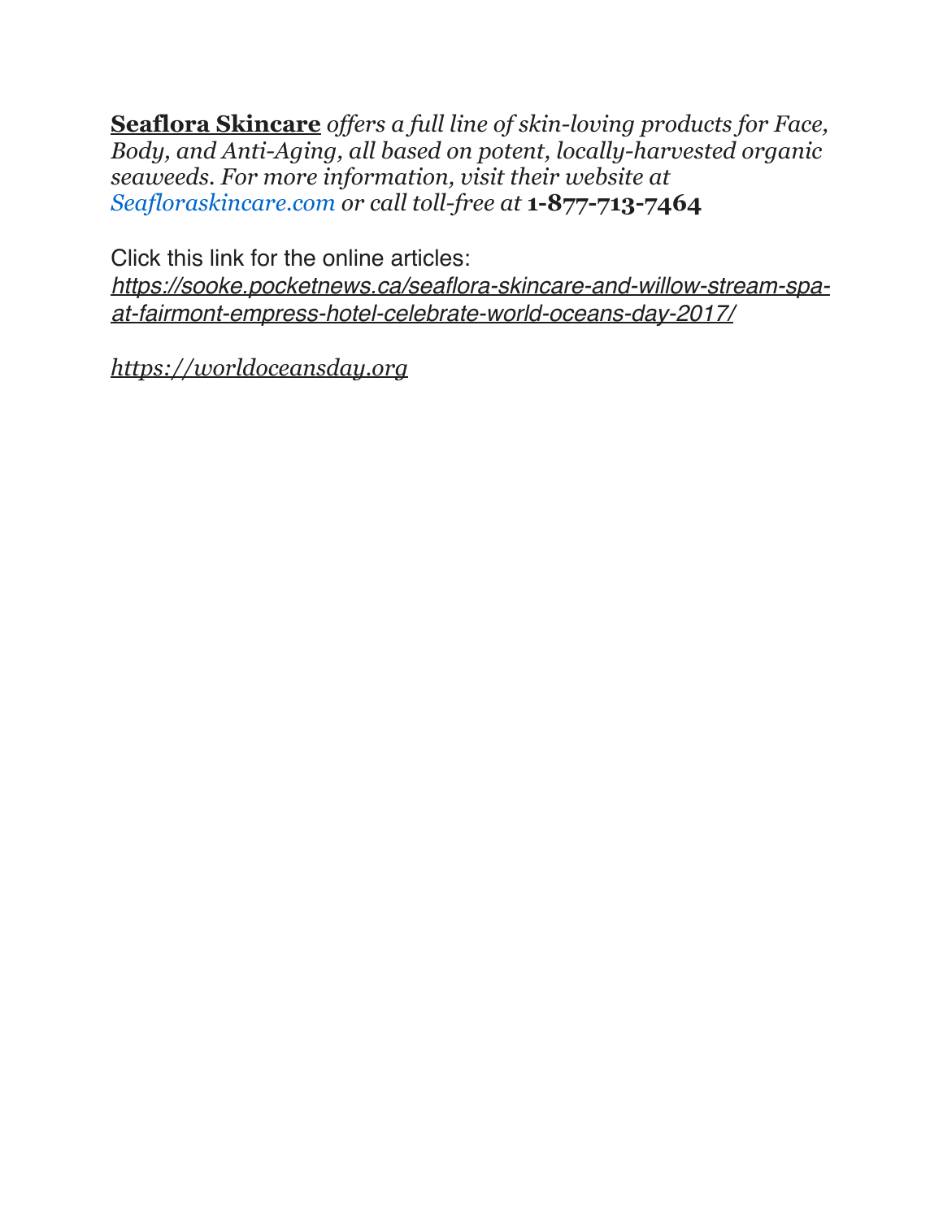**Seaflora Skincare** *offers a full line of skin-loving products for Face, Body, and Anti-Aging, all based on potent, locally-harvested organic seaweeds. For more information, visit their website at Seafloraskincare.com or call toll-free at* **1-877-713-7464**

Click this link for the online articles:
*https://sooke.pocketnews.ca/seaflora-skincare-and-willow-stream-spa-at-fairmont-empress-hotel-celebrate-world-oceans-day-2017/*

*https://worldoceansday.org*